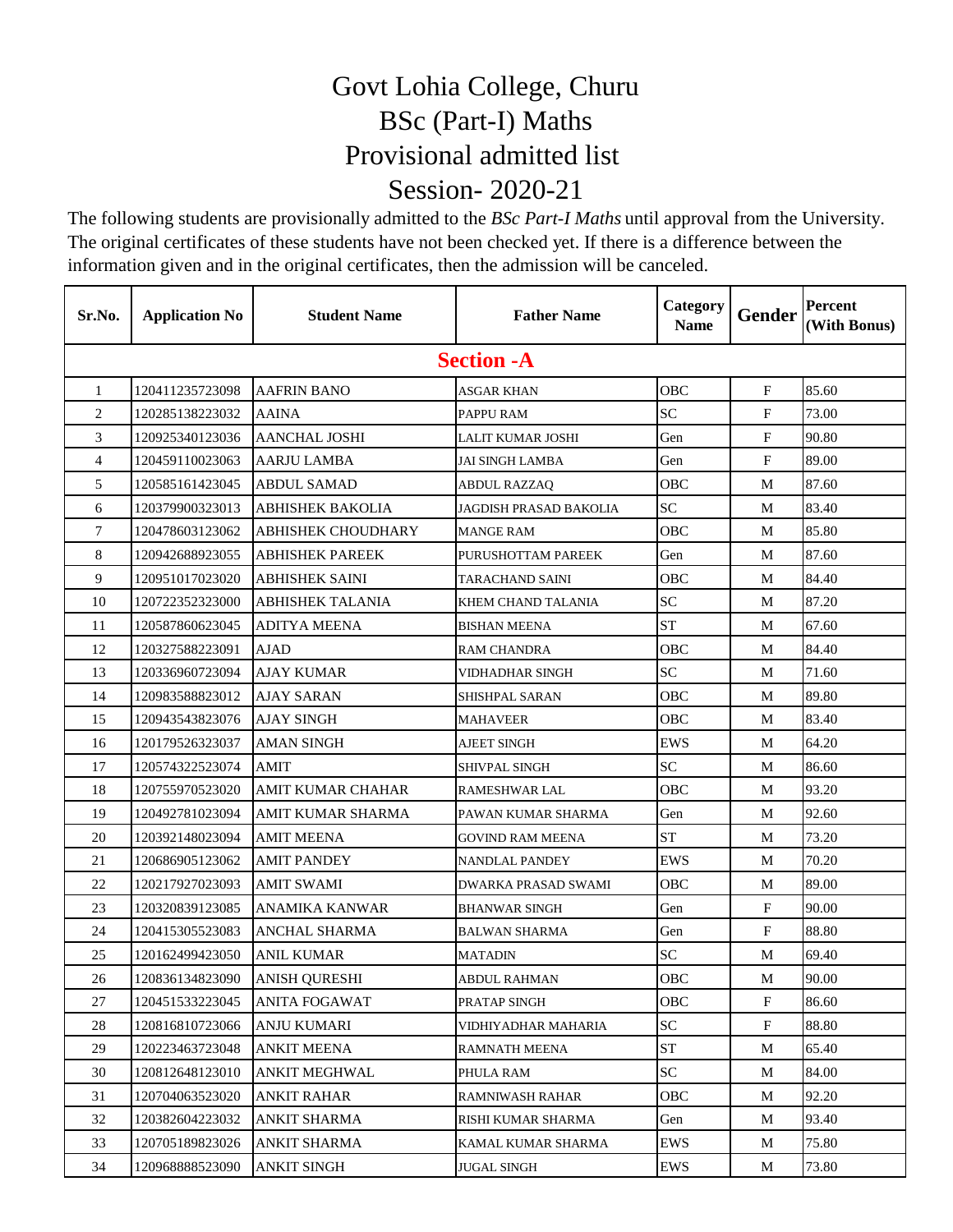# Govt Lohia College, Churu
## BSc (Part-I) Maths
## Provisional admitted list
## Session- 2020-21

The following students are provisionally admitted to the *BSc Part-I Maths* until approval from the University. The original certificates of these students have not been checked yet. If there is a difference between the information given and in the original certificates, then the admission will be canceled.

| Sr.No. | Application No | Student Name | Father Name | Category Name | Gender | Percent (With Bonus) |
|---|---|---|---|---|---|---|
| **Section -A** | | | | | | |
| 1 | 120411235723098 | AAFRIN BANO | ASGAR KHAN | OBC | F | 85.60 |
| 2 | 120285138223032 | AAINA | PAPPU RAM | SC | F | 73.00 |
| 3 | 120925340123036 | AANCHAL JOSHI | LALIT KUMAR JOSHI | Gen | F | 90.80 |
| 4 | 120459110023063 | AARJU LAMBA | JAI SINGH LAMBA | Gen | F | 89.00 |
| 5 | 120585161423045 | ABDUL SAMAD | ABDUL RAZZAQ | OBC | M | 87.60 |
| 6 | 120379900323013 | ABHISHEK BAKOLIA | JAGDISH PRASAD BAKOLIA | SC | M | 83.40 |
| 7 | 120478603123062 | ABHISHEK CHOUDHARY | MANGE RAM | OBC | M | 85.80 |
| 8 | 120942688923055 | ABHISHEK PAREEK | PURUSHOTTAM PAREEK | Gen | M | 87.60 |
| 9 | 120951017023020 | ABHISHEK SAINI | TARACHAND SAINI | OBC | M | 84.40 |
| 10 | 120722352323000 | ABHISHEK TALANIA | KHEM CHAND TALANIA | SC | M | 87.20 |
| 11 | 120587860623045 | ADITYA MEENA | BISHAN MEENA | ST | M | 67.60 |
| 12 | 120327588223091 | AJAD | RAM CHANDRA | OBC | M | 84.40 |
| 13 | 120336960723094 | AJAY KUMAR | VIDHADHAR SINGH | SC | M | 71.60 |
| 14 | 120983588823012 | AJAY SARAN | SHISHPAL SARAN | OBC | M | 89.80 |
| 15 | 120943543823076 | AJAY SINGH | MAHAVEER | OBC | M | 83.40 |
| 16 | 120179526323037 | AMAN SINGH | AJEET SINGH | EWS | M | 64.20 |
| 17 | 120574322523074 | AMIT | SHIVPAL SINGH | SC | M | 86.60 |
| 18 | 120755970523020 | AMIT KUMAR CHAHAR | RAMESHWAR LAL | OBC | M | 93.20 |
| 19 | 120492781023094 | AMIT KUMAR SHARMA | PAWAN KUMAR SHARMA | Gen | M | 92.60 |
| 20 | 120392148023094 | AMIT MEENA | GOVIND RAM MEENA | ST | M | 73.20 |
| 21 | 120686905123062 | AMIT PANDEY | NANDLAL PANDEY | EWS | M | 70.20 |
| 22 | 120217927023093 | AMIT SWAMI | DWARKA PRASAD SWAMI | OBC | M | 89.00 |
| 23 | 120320839123085 | ANAMIKA KANWAR | BHANWAR SINGH | Gen | F | 90.00 |
| 24 | 120415305523083 | ANCHAL SHARMA | BALWAN SHARMA | Gen | F | 88.80 |
| 25 | 120162499423050 | ANIL KUMAR | MATADIN | SC | M | 69.40 |
| 26 | 120836134823090 | ANISH QURESHI | ABDUL RAHMAN | OBC | M | 90.00 |
| 27 | 120451533223045 | ANITA FOGAWAT | PRATAP SINGH | OBC | F | 86.60 |
| 28 | 120816810723066 | ANJU KUMARI | VIDHIYADHAR MAHARIA | SC | F | 88.80 |
| 29 | 120223463723048 | ANKIT MEENA | RAMNATH MEENA | ST | M | 65.40 |
| 30 | 120812648123010 | ANKIT MEGHWAL | PHULA RAM | SC | M | 84.00 |
| 31 | 120704063523020 | ANKIT RAHAR | RAMNIWASH RAHAR | OBC | M | 92.20 |
| 32 | 120382604223032 | ANKIT SHARMA | RISHI KUMAR SHARMA | Gen | M | 93.40 |
| 33 | 120705189823026 | ANKIT SHARMA | KAMAL KUMAR SHARMA | EWS | M | 75.80 |
| 34 | 120968888523090 | ANKIT SINGH | JUGAL SINGH | EWS | M | 73.80 |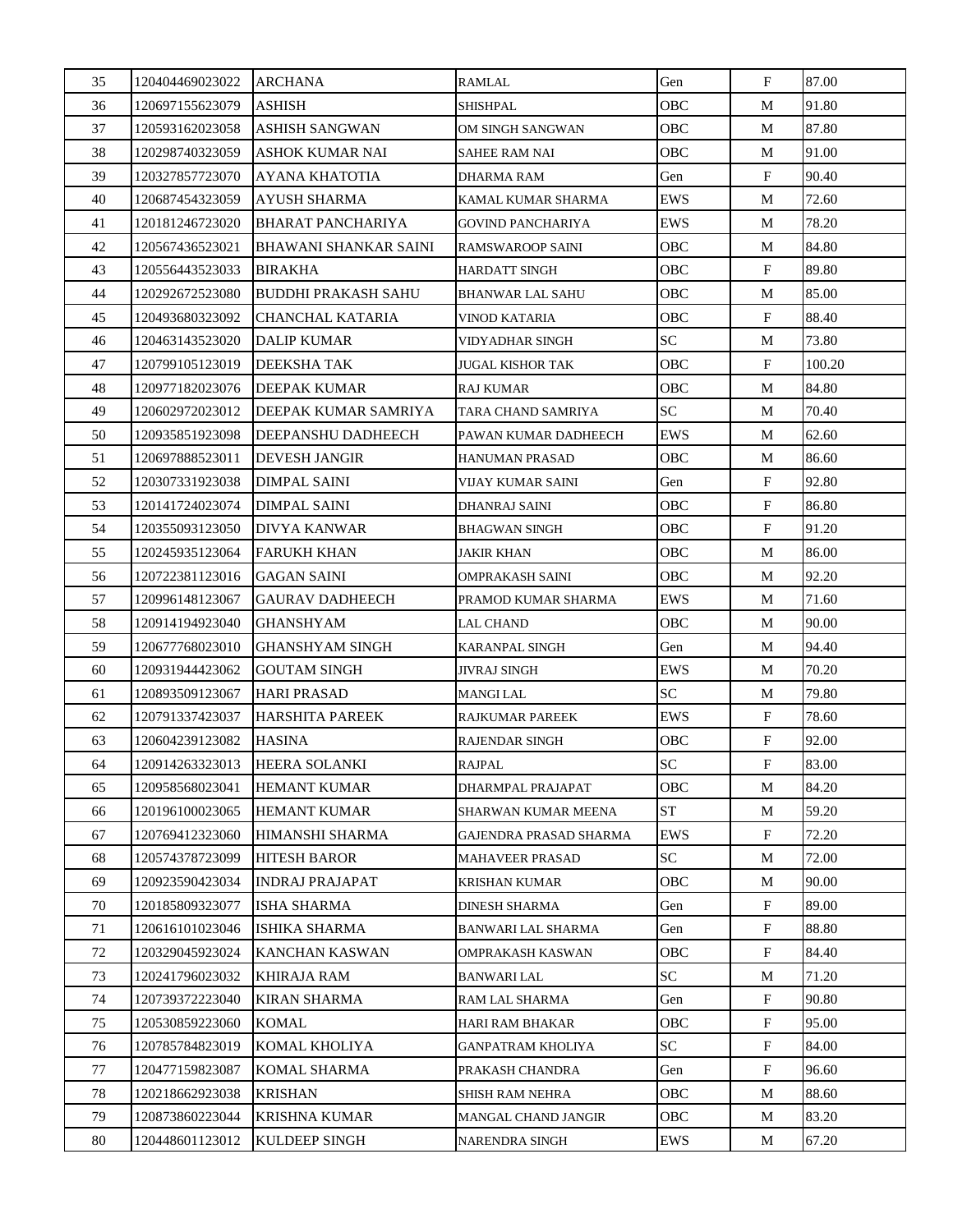| | | | | | | |
|---|---|---|---|---|---|---|
| 35 | 120404469023022 | ARCHANA | RAMLAL | Gen | F | 87.00 |
| 36 | 120697155623079 | ASHISH | SHISHPAL | OBC | M | 91.80 |
| 37 | 120593162023058 | ASHISH SANGWAN | OM SINGH SANGWAN | OBC | M | 87.80 |
| 38 | 120298740323059 | ASHOK KUMAR NAI | SAHEE RAM NAI | OBC | M | 91.00 |
| 39 | 120327857723070 | AYANA KHATOTIA | DHARMA RAM | Gen | F | 90.40 |
| 40 | 120687454323059 | AYUSH SHARMA | KAMAL KUMAR SHARMA | EWS | M | 72.60 |
| 41 | 120181246723020 | BHARAT PANCHARIYA | GOVIND PANCHARIYA | EWS | M | 78.20 |
| 42 | 120567436523021 | BHAWANI SHANKAR SAINI | RAMSWAROOP SAINI | OBC | M | 84.80 |
| 43 | 120556443523033 | BIRAKHA | HARDATT SINGH | OBC | F | 89.80 |
| 44 | 120292672523080 | BUDDHI PRAKASH SAHU | BHANWAR LAL SAHU | OBC | M | 85.00 |
| 45 | 120493680323092 | CHANCHAL KATARIA | VINOD KATARIA | OBC | F | 88.40 |
| 46 | 120463143523020 | DALIP KUMAR | VIDYADHAR SINGH | SC | M | 73.80 |
| 47 | 120799105123019 | DEEKSHA TAK | JUGAL KISHOR TAK | OBC | F | 100.20 |
| 48 | 120977182023076 | DEEPAK KUMAR | RAJ KUMAR | OBC | M | 84.80 |
| 49 | 120602972023012 | DEEPAK KUMAR SAMRIYA | TARA CHAND SAMRIYA | SC | M | 70.40 |
| 50 | 120935851923098 | DEEPANSHU DADHEECH | PAWAN KUMAR DADHEECH | EWS | M | 62.60 |
| 51 | 120697888523011 | DEVESH JANGIR | HANUMAN PRASAD | OBC | M | 86.60 |
| 52 | 120307331923038 | DIMPAL SAINI | VIJAY KUMAR SAINI | Gen | F | 92.80 |
| 53 | 120141724023074 | DIMPAL SAINI | DHANRAJ SAINI | OBC | F | 86.80 |
| 54 | 120355093123050 | DIVYA KANWAR | BHAGWAN SINGH | OBC | F | 91.20 |
| 55 | 120245935123064 | FARUKH KHAN | JAKIR KHAN | OBC | M | 86.00 |
| 56 | 120722381123016 | GAGAN SAINI | OMPRAKASH SAINI | OBC | M | 92.20 |
| 57 | 120996148123067 | GAURAV DADHEECH | PRAMOD KUMAR SHARMA | EWS | M | 71.60 |
| 58 | 120914194923040 | GHANSHYAM | LAL CHAND | OBC | M | 90.00 |
| 59 | 120677768023010 | GHANSHYAM SINGH | KARANPAL SINGH | Gen | M | 94.40 |
| 60 | 120931944423062 | GOUTAM SINGH | JIVRAJ SINGH | EWS | M | 70.20 |
| 61 | 120893509123067 | HARI PRASAD | MANGI LAL | SC | M | 79.80 |
| 62 | 120791337423037 | HARSHITA PAREEK | RAJKUMAR PAREEK | EWS | F | 78.60 |
| 63 | 120604239123082 | HASINA | RAJENDAR SINGH | OBC | F | 92.00 |
| 64 | 120914263323013 | HEERA SOLANKI | RAJPAL | SC | F | 83.00 |
| 65 | 120958568023041 | HEMANT KUMAR | DHARMPAL PRAJAPAT | OBC | M | 84.20 |
| 66 | 120196100023065 | HEMANT KUMAR | SHARWAN KUMAR MEENA | ST | M | 59.20 |
| 67 | 120769412323060 | HIMANSHI SHARMA | GAJENDRA PRASAD SHARMA | EWS | F | 72.20 |
| 68 | 120574378723099 | HITESH BAROR | MAHAVEER PRASAD | SC | M | 72.00 |
| 69 | 120923590423034 | INDRAJ PRAJAPAT | KRISHAN KUMAR | OBC | M | 90.00 |
| 70 | 120185809323077 | ISHA SHARMA | DINESH SHARMA | Gen | F | 89.00 |
| 71 | 120616101023046 | ISHIKA SHARMA | BANWARI LAL SHARMA | Gen | F | 88.80 |
| 72 | 120329045923024 | KANCHAN KASWAN | OMPRAKASH KASWAN | OBC | F | 84.40 |
| 73 | 120241796023032 | KHIRAJA RAM | BANWARI LAL | SC | M | 71.20 |
| 74 | 120739372223040 | KIRAN SHARMA | RAM LAL SHARMA | Gen | F | 90.80 |
| 75 | 120530859223060 | KOMAL | HARI RAM BHAKAR | OBC | F | 95.00 |
| 76 | 120785784823019 | KOMAL KHOLIYA | GANPATRAM KHOLIYA | SC | F | 84.00 |
| 77 | 120477159823087 | KOMAL SHARMA | PRAKASH CHANDRA | Gen | F | 96.60 |
| 78 | 120218662923038 | KRISHAN | SHISH RAM NEHRA | OBC | M | 88.60 |
| 79 | 120873860223044 | KRISHNA KUMAR | MANGAL CHAND JANGIR | OBC | M | 83.20 |
| 80 | 120448601123012 | KULDEEP SINGH | NARENDRA SINGH | EWS | M | 67.20 |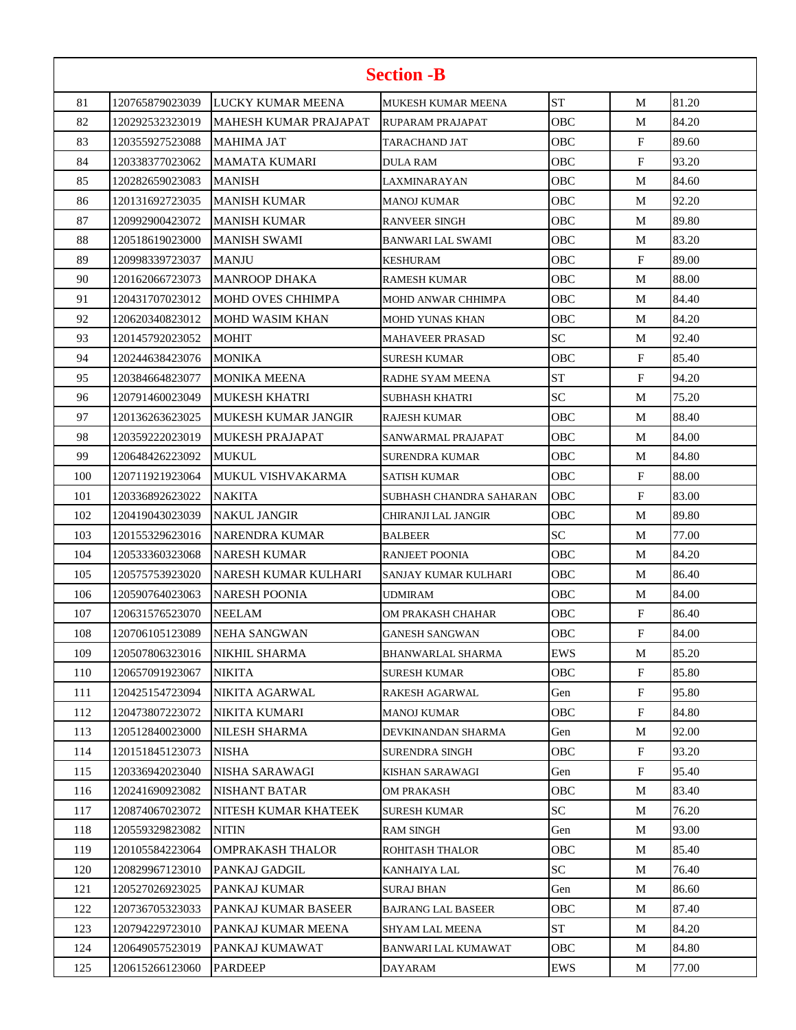## Section -B

| | | | | | | |
|---|---|---|---|---|---|---|
| 81 | 120765879023039 | LUCKY KUMAR MEENA | MUKESH KUMAR MEENA | ST | M | 81.20 |
| 82 | 120292532323019 | MAHESH KUMAR PRAJAPAT | RUPARAM PRAJAPAT | OBC | M | 84.20 |
| 83 | 120355927523088 | MAHIMA JAT | TARACHAND JAT | OBC | F | 89.60 |
| 84 | 120338377023062 | MAMATA KUMARI | DULA RAM | OBC | F | 93.20 |
| 85 | 120282659023083 | MANISH | LAXMINARAYAN | OBC | M | 84.60 |
| 86 | 120131692723035 | MANISH KUMAR | MANOJ KUMAR | OBC | M | 92.20 |
| 87 | 120992900423072 | MANISH KUMAR | RANVEER SINGH | OBC | M | 89.80 |
| 88 | 120518619023000 | MANISH SWAMI | BANWARI LAL SWAMI | OBC | M | 83.20 |
| 89 | 120998339723037 | MANJU | KESHURAM | OBC | F | 89.00 |
| 90 | 120162066723073 | MANROOP DHAKA | RAMESH KUMAR | OBC | M | 88.00 |
| 91 | 120431707023012 | MOHD OVES CHHIMPA | MOHD ANWAR CHHIMPA | OBC | M | 84.40 |
| 92 | 120620340823012 | MOHD WASIM KHAN | MOHD YUNAS KHAN | OBC | M | 84.20 |
| 93 | 120145792023052 | MOHIT | MAHAVEER PRASAD | SC | M | 92.40 |
| 94 | 120244638423076 | MONIKA | SURESH KUMAR | OBC | F | 85.40 |
| 95 | 120384664823077 | MONIKA MEENA | RADHE SYAM MEENA | ST | F | 94.20 |
| 96 | 120791460023049 | MUKESH KHATRI | SUBHASH KHATRI | SC | M | 75.20 |
| 97 | 120136263623025 | MUKESH KUMAR JANGIR | RAJESH KUMAR | OBC | M | 88.40 |
| 98 | 120359222023019 | MUKESH PRAJAPAT | SANWARMAL PRAJAPAT | OBC | M | 84.00 |
| 99 | 120648426223092 | MUKUL | SURENDRA KUMAR | OBC | M | 84.80 |
| 100 | 120711921923064 | MUKUL VISHVAKARMA | SATISH KUMAR | OBC | F | 88.00 |
| 101 | 120336892623022 | NAKITA | SUBHASH CHANDRA SAHARAN | OBC | F | 83.00 |
| 102 | 120419043023039 | NAKUL JANGIR | CHIRANJI LAL JANGIR | OBC | M | 89.80 |
| 103 | 120155329623016 | NARENDRA KUMAR | BALBEER | SC | M | 77.00 |
| 104 | 120533360323068 | NARESH KUMAR | RANJEET POONIA | OBC | M | 84.20 |
| 105 | 120575753923020 | NARESH KUMAR KULHARI | SANJAY KUMAR KULHARI | OBC | M | 86.40 |
| 106 | 120590764023063 | NARESH POONIA | UDMIRAM | OBC | M | 84.00 |
| 107 | 120631576523070 | NEELAM | OM PRAKASH CHAHAR | OBC | F | 86.40 |
| 108 | 120706105123089 | NEHA SANGWAN | GANESH SANGWAN | OBC | F | 84.00 |
| 109 | 120507806323016 | NIKHIL SHARMA | BHANWARLAL SHARMA | EWS | M | 85.20 |
| 110 | 120657091923067 | NIKITA | SURESH KUMAR | OBC | F | 85.80 |
| 111 | 120425154723094 | NIKITA AGARWAL | RAKESH AGARWAL | Gen | F | 95.80 |
| 112 | 120473807223072 | NIKITA KUMARI | MANOJ KUMAR | OBC | F | 84.80 |
| 113 | 120512840023000 | NILESH SHARMA | DEVKINANDAN SHARMA | Gen | M | 92.00 |
| 114 | 120151845123073 | NISHA | SURENDRA SINGH | OBC | F | 93.20 |
| 115 | 120336942023040 | NISHA SARAWAGI | KISHAN SARAWAGI | Gen | F | 95.40 |
| 116 | 120241690923082 | NISHANT BATAR | OM PRAKASH | OBC | M | 83.40 |
| 117 | 120874067023072 | NITESH KUMAR KHATEEK | SURESH KUMAR | SC | M | 76.20 |
| 118 | 120559329823082 | NITIN | RAM SINGH | Gen | M | 93.00 |
| 119 | 120105584223064 | OMPRAKASH THALOR | ROHITASH THALOR | OBC | M | 85.40 |
| 120 | 120829967123010 | PANKAJ GADGIL | KANHAIYA LAL | SC | M | 76.40 |
| 121 | 120527026923025 | PANKAJ KUMAR | SURAJ BHAN | Gen | M | 86.60 |
| 122 | 120736705323033 | PANKAJ KUMAR BASEER | BAJRANG LAL BASEER | OBC | M | 87.40 |
| 123 | 120794229723010 | PANKAJ KUMAR MEENA | SHYAM LAL MEENA | ST | M | 84.20 |
| 124 | 120649057523019 | PANKAJ KUMAWAT | BANWARI LAL KUMAWAT | OBC | M | 84.80 |
| 125 | 120615266123060 | PARDEEP | DAYARAM | EWS | M | 77.00 |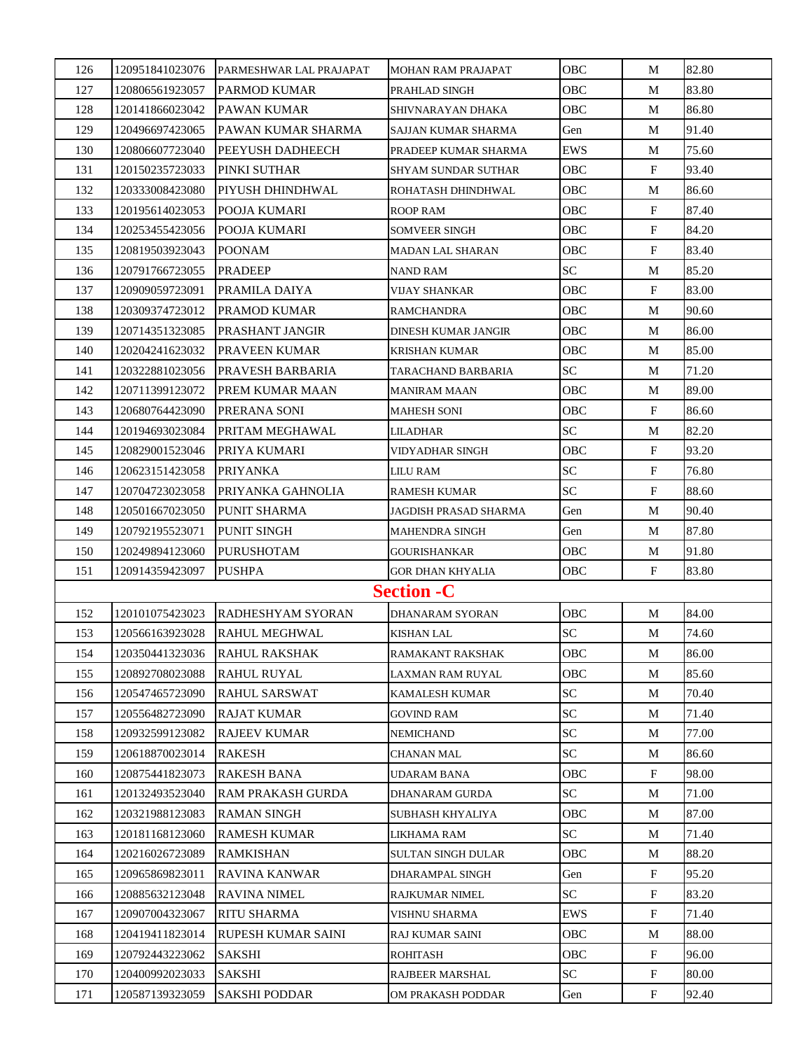| | | | | | | |
|---|---|---|---|---|---|---|
| 126 | 120951841023076 | PARMESHWAR LAL PRAJAPAT | MOHAN RAM PRAJAPAT | OBC | M | 82.80 |
| 127 | 120806561923057 | PARMOD KUMAR | PRAHLAD SINGH | OBC | M | 83.80 |
| 128 | 120141866023042 | PAWAN KUMAR | SHIVNARAYAN DHAKA | OBC | M | 86.80 |
| 129 | 120496697423065 | PAWAN KUMAR SHARMA | SAJJAN KUMAR SHARMA | Gen | M | 91.40 |
| 130 | 120806607723040 | PEEYUSH DADHEECH | PRADEEP KUMAR SHARMA | EWS | M | 75.60 |
| 131 | 120150235723033 | PINKI SUTHAR | SHYAM SUNDAR SUTHAR | OBC | F | 93.40 |
| 132 | 120333008423080 | PIYUSH DHINDHWAL | ROHATASH DHINDHWAL | OBC | M | 86.60 |
| 133 | 120195614023053 | POOJA KUMARI | ROOP RAM | OBC | F | 87.40 |
| 134 | 120253455423056 | POOJA KUMARI | SOMVEER SINGH | OBC | F | 84.20 |
| 135 | 120819503923043 | POONAM | MADAN LAL SHARAN | OBC | F | 83.40 |
| 136 | 120791766723055 | PRADEEP | NAND RAM | SC | M | 85.20 |
| 137 | 120909059723091 | PRAMILA DAIYA | VIJAY SHANKAR | OBC | F | 83.00 |
| 138 | 120309374723012 | PRAMOD KUMAR | RAMCHANDRA | OBC | M | 90.60 |
| 139 | 120714351323085 | PRASHANT JANGIR | DINESH KUMAR JANGIR | OBC | M | 86.00 |
| 140 | 120204241623032 | PRAVEEN KUMAR | KRISHAN KUMAR | OBC | M | 85.00 |
| 141 | 120322881023056 | PRAVESH BARBARIA | TARACHAND BARBARIA | SC | M | 71.20 |
| 142 | 120711399123072 | PREM KUMAR MAAN | MANIRAM MAAN | OBC | M | 89.00 |
| 143 | 120680764423090 | PRERANA SONI | MAHESH SONI | OBC | F | 86.60 |
| 144 | 120194693023084 | PRITAM MEGHAWAL | LILADHAR | SC | M | 82.20 |
| 145 | 120829001523046 | PRIYA KUMARI | VIDYADHAR SINGH | OBC | F | 93.20 |
| 146 | 120623151423058 | PRIYANKA | LILU RAM | SC | F | 76.80 |
| 147 | 120704723023058 | PRIYANKA GAHNOLIA | RAMESH KUMAR | SC | F | 88.60 |
| 148 | 120501667023050 | PUNIT SHARMA | JAGDISH PRASAD SHARMA | Gen | M | 90.40 |
| 149 | 120792195523071 | PUNIT SINGH | MAHENDRA SINGH | Gen | M | 87.80 |
| 150 | 120249894123060 | PURUSHOTAM | GOURISHANKAR | OBC | M | 91.80 |
| 151 | 120914359423097 | PUSHPA | GOR DHAN KHYALIA | OBC | F | 83.80 |
| | | | **Section -C** | | | |
| 152 | 120101075423023 | RADHESHYAM SYORAN | DHANARAM SYORAN | OBC | M | 84.00 |
| 153 | 120566163923028 | RAHUL MEGHWAL | KISHAN LAL | SC | M | 74.60 |
| 154 | 120350441323036 | RAHUL RAKSHAK | RAMAKANT RAKSHAK | OBC | M | 86.00 |
| 155 | 120892708023088 | RAHUL RUYAL | LAXMAN RAM RUYAL | OBC | M | 85.60 |
| 156 | 120547465723090 | RAHUL SARSWAT | KAMALESH KUMAR | SC | M | 70.40 |
| 157 | 120556482723090 | RAJAT KUMAR | GOVIND RAM | SC | M | 71.40 |
| 158 | 120932599123082 | RAJEEV KUMAR | NEMICHAND | SC | M | 77.00 |
| 159 | 120618870023014 | RAKESH | CHANAN MAL | SC | M | 86.60 |
| 160 | 120875441823073 | RAKESH BANA | UDARAM BANA | OBC | F | 98.00 |
| 161 | 120132493523040 | RAM PRAKASH GURDA | DHANARAM GURDA | SC | M | 71.00 |
| 162 | 120321988123083 | RAMAN SINGH | SUBHASH KHYALIYA | OBC | M | 87.00 |
| 163 | 120181168123060 | RAMESH KUMAR | LIKHAMA RAM | SC | M | 71.40 |
| 164 | 120216026723089 | RAMKISHAN | SULTAN SINGH DULAR | OBC | M | 88.20 |
| 165 | 120965869823011 | RAVINA KANWAR | DHARAMPAL SINGH | Gen | F | 95.20 |
| 166 | 120885632123048 | RAVINA NIMEL | RAJKUMAR NIMEL | SC | F | 83.20 |
| 167 | 120907004323067 | RITU SHARMA | VISHNU SHARMA | EWS | F | 71.40 |
| 168 | 120419411823014 | RUPESH KUMAR SAINI | RAJ KUMAR SAINI | OBC | M | 88.00 |
| 169 | 120792443223062 | SAKSHI | ROHITASH | OBC | F | 96.00 |
| 170 | 120400992023033 | SAKSHI | RAJBEER MARSHAL | SC | F | 80.00 |
| 171 | 120587139323059 | SAKSHI PODDAR | OM PRAKASH PODDAR | Gen | F | 92.40 |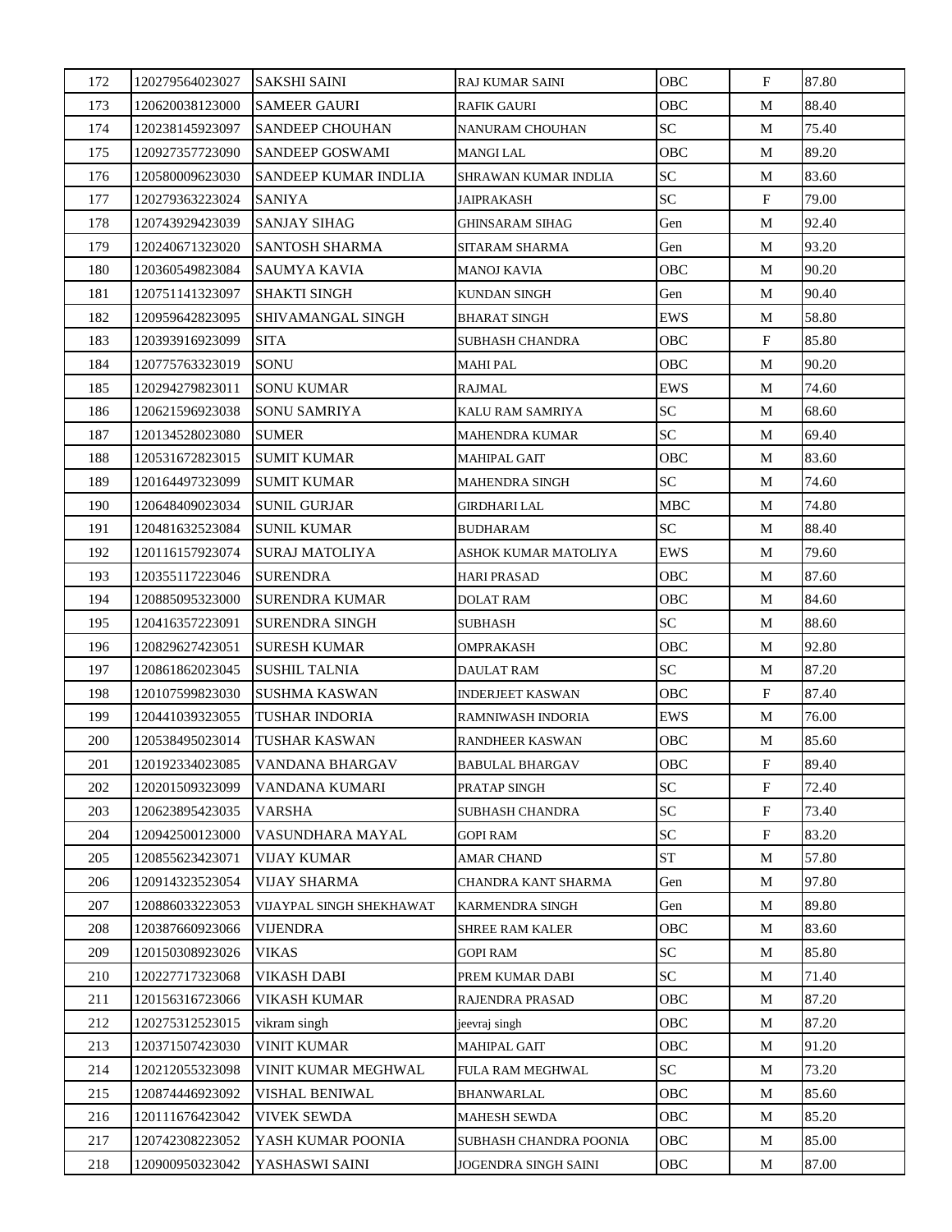| 172 | 120279564023027 | SAKSHI SAINI | RAJ KUMAR SAINI | OBC | F | 87.80 |
|---|---|---|---|---|---|---|
| 173 | 120620038123000 | SAMEER GAURI | RAFIK GAURI | OBC | M | 88.40 |
| 174 | 120238145923097 | SANDEEP CHOUHAN | NANURAM CHOUHAN | SC | M | 75.40 |
| 175 | 120927357723090 | SANDEEP GOSWAMI | MANGI LAL | OBC | M | 89.20 |
| 176 | 120580009623030 | SANDEEP KUMAR INDLIA | SHRAWAN KUMAR INDLIA | SC | M | 83.60 |
| 177 | 120279363223024 | SANIYA | JAIPRAKASH | SC | F | 79.00 |
| 178 | 120743929423039 | SANJAY SIHAG | GHINSARAM SIHAG | Gen | M | 92.40 |
| 179 | 120240671323020 | SANTOSH SHARMA | SITARAM SHARMA | Gen | M | 93.20 |
| 180 | 120360549823084 | SAUMYA KAVIA | MANOJ KAVIA | OBC | M | 90.20 |
| 181 | 120751141323097 | SHAKTI SINGH | KUNDAN SINGH | Gen | M | 90.40 |
| 182 | 120959642823095 | SHIVAMANGAL SINGH | BHARAT SINGH | EWS | M | 58.80 |
| 183 | 120393916923099 | SITA | SUBHASH CHANDRA | OBC | F | 85.80 |
| 184 | 120775763323019 | SONU | MAHI PAL | OBC | M | 90.20 |
| 185 | 120294279823011 | SONU KUMAR | RAJMAL | EWS | M | 74.60 |
| 186 | 120621596923038 | SONU SAMRIYA | KALU RAM SAMRIYA | SC | M | 68.60 |
| 187 | 120134528023080 | SUMER | MAHENDRA KUMAR | SC | M | 69.40 |
| 188 | 120531672823015 | SUMIT KUMAR | MAHIPAL GAIT | OBC | M | 83.60 |
| 189 | 120164497323099 | SUMIT KUMAR | MAHENDRA SINGH | SC | M | 74.60 |
| 190 | 120648409023034 | SUNIL GURJAR | GIRDHARI LAL | MBC | M | 74.80 |
| 191 | 120481632523084 | SUNIL KUMAR | BUDHARAM | SC | M | 88.40 |
| 192 | 120116157923074 | SURAJ MATOLIYA | ASHOK KUMAR MATOLIYA | EWS | M | 79.60 |
| 193 | 120355117223046 | SURENDRA | HARI PRASAD | OBC | M | 87.60 |
| 194 | 120885095323000 | SURENDRA KUMAR | DOLAT RAM | OBC | M | 84.60 |
| 195 | 120416357223091 | SURENDRA SINGH | SUBHASH | SC | M | 88.60 |
| 196 | 120829627423051 | SURESH KUMAR | OMPRAKASH | OBC | M | 92.80 |
| 197 | 120861862023045 | SUSHIL TALNIA | DAULAT RAM | SC | M | 87.20 |
| 198 | 120107599823030 | SUSHMA KASWAN | INDERJEET KASWAN | OBC | F | 87.40 |
| 199 | 120441039323055 | TUSHAR INDORIA | RAMNIWASH INDORIA | EWS | M | 76.00 |
| 200 | 120538495023014 | TUSHAR KASWAN | RANDHEER KASWAN | OBC | M | 85.60 |
| 201 | 120192334023085 | VANDANA BHARGAV | BABULAL BHARGAV | OBC | F | 89.40 |
| 202 | 120201509323099 | VANDANA KUMARI | PRATAP SINGH | SC | F | 72.40 |
| 203 | 120623895423035 | VARSHA | SUBHASH CHANDRA | SC | F | 73.40 |
| 204 | 120942500123000 | VASUNDHARA MAYAL | GOPI RAM | SC | F | 83.20 |
| 205 | 120855623423071 | VIJAY KUMAR | AMAR CHAND | ST | M | 57.80 |
| 206 | 120914323523054 | VIJAY SHARMA | CHANDRA KANT SHARMA | Gen | M | 97.80 |
| 207 | 120886033223053 | VIJAYPAL SINGH SHEKHAWAT | KARMENDRA SINGH | Gen | M | 89.80 |
| 208 | 120387660923066 | VIJENDRA | SHREE RAM KALER | OBC | M | 83.60 |
| 209 | 120150308923026 | VIKAS | GOPI RAM | SC | M | 85.80 |
| 210 | 120227717323068 | VIKASH DABI | PREM KUMAR DABI | SC | M | 71.40 |
| 211 | 120156316723066 | VIKASH KUMAR | RAJENDRA PRASAD | OBC | M | 87.20 |
| 212 | 120275312523015 | vikram singh | jeevraj singh | OBC | M | 87.20 |
| 213 | 120371507423030 | VINIT KUMAR | MAHIPAL GAIT | OBC | M | 91.20 |
| 214 | 120212055323098 | VINIT KUMAR MEGHWAL | FULA RAM MEGHWAL | SC | M | 73.20 |
| 215 | 120874446923092 | VISHAL BENIWAL | BHANWARLAL | OBC | M | 85.60 |
| 216 | 120111676423042 | VIVEK SEWDA | MAHESH SEWDA | OBC | M | 85.20 |
| 217 | 120742308223052 | YASH KUMAR POONIA | SUBHASH CHANDRA POONIA | OBC | M | 85.00 |
| 218 | 120900950323042 | YASHASWI SAINI | JOGENDRA SINGH SAINI | OBC | M | 87.00 |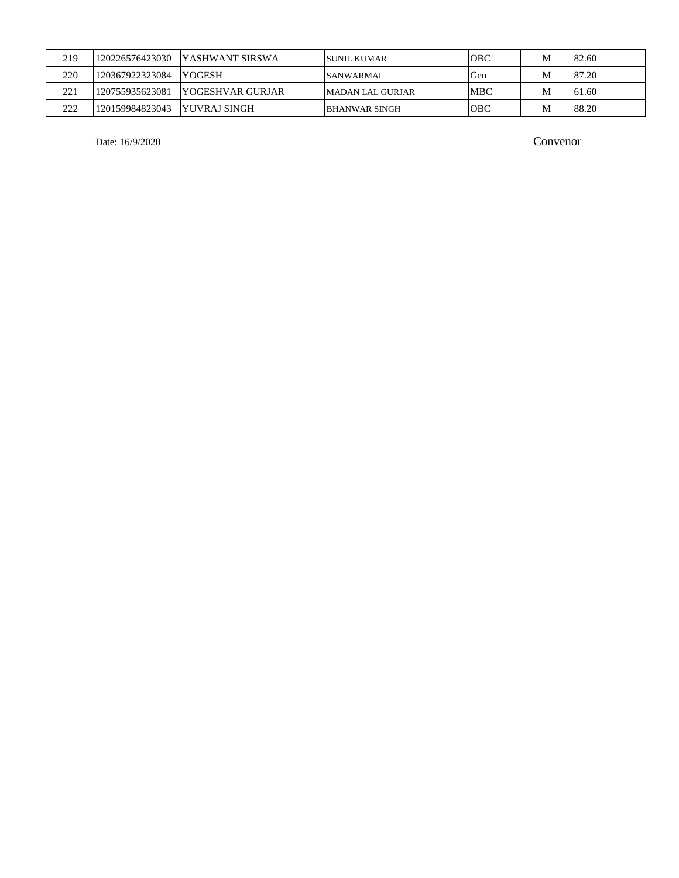| | | | | | | |
|---|---|---|---|---|---|---|
| 219 | 120226576423030 | YASHWANT SIRSWA | SUNIL KUMAR | OBC | M | 82.60 |
| 220 | 120367922323084 | YOGESH | SANWARMAL | Gen | M | 87.20 |
| 221 | 120755935623081 | YOGESHVAR GURJAR | MADAN LAL GURJAR | MBC | M | 61.60 |
| 222 | 120159984823043 | YUVRAJ SINGH | BHANWAR SINGH | OBC | M | 88.20 |

Date: 16/9/2020

Convenor